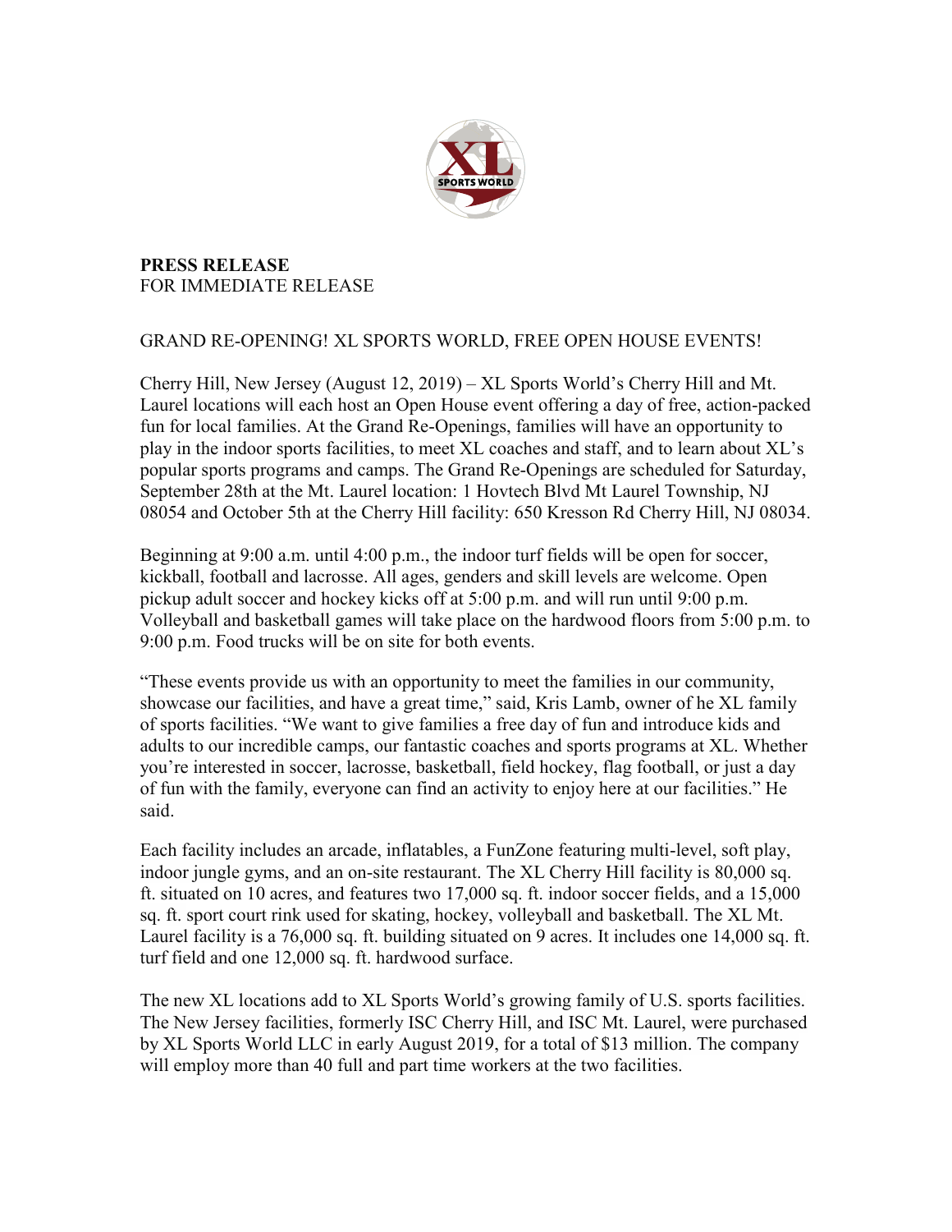**PRESS RELEASE**
FOR IMMEDIATE RELEASE

GRAND RE-OPENING! XL SPORTS WORLD, FREE OPEN HOUSE EVENTS!

Cherry Hill, New Jersey (August 12, 2019) – XL Sports World's Cherry Hill and Mt. Laurel locations will each host an Open House event offering a day of free, action-packed fun for local families. At the Grand Re-Openings, families will have an opportunity to play in the indoor sports facilities, to meet XL coaches and staff, and to learn about XL's popular sports programs and camps. The Grand Re-Openings are scheduled for Saturday, September 28th at the Mt. Laurel location: 1 Hovtech Blvd Mt Laurel Township, NJ 08054 and October 5th at the Cherry Hill facility: 650 Kresson Rd Cherry Hill, NJ 08034.

Beginning at 9:00 a.m. until 4:00 p.m., the indoor turf fields will be open for soccer, kickball, football and lacrosse. All ages, genders and skill levels are welcome. Open pickup adult soccer and hockey kicks off at 5:00 p.m. and will run until 9:00 p.m. Volleyball and basketball games will take place on the hardwood floors from 5:00 p.m. to 9:00 p.m. Food trucks will be on site for both events.

"These events provide us with an opportunity to meet the families in our community, showcase our facilities, and have a great time," said, Kris Lamb, owner of he XL family of sports facilities. "We want to give families a free day of fun and introduce kids and adults to our incredible camps, our fantastic coaches and sports programs at XL. Whether you're interested in soccer, lacrosse, basketball, field hockey, flag football, or just a day of fun with the family, everyone can find an activity to enjoy here at our facilities." He said.

Each facility includes an arcade, inflatables, a FunZone featuring multi-level, soft play, indoor jungle gyms, and an on-site restaurant. The XL Cherry Hill facility is 80,000 sq. ft. situated on 10 acres, and features two 17,000 sq. ft. indoor soccer fields, and a 15,000 sq. ft. sport court rink used for skating, hockey, volleyball and basketball. The XL Mt. Laurel facility is a 76,000 sq. ft. building situated on 9 acres. It includes one 14,000 sq. ft. turf field and one 12,000 sq. ft. hardwood surface.

The new XL locations add to XL Sports World's growing family of U.S. sports facilities. The New Jersey facilities, formerly ISC Cherry Hill, and ISC Mt. Laurel, were purchased by XL Sports World LLC in early August 2019, for a total of $13 million. The company will employ more than 40 full and part time workers at the two facilities.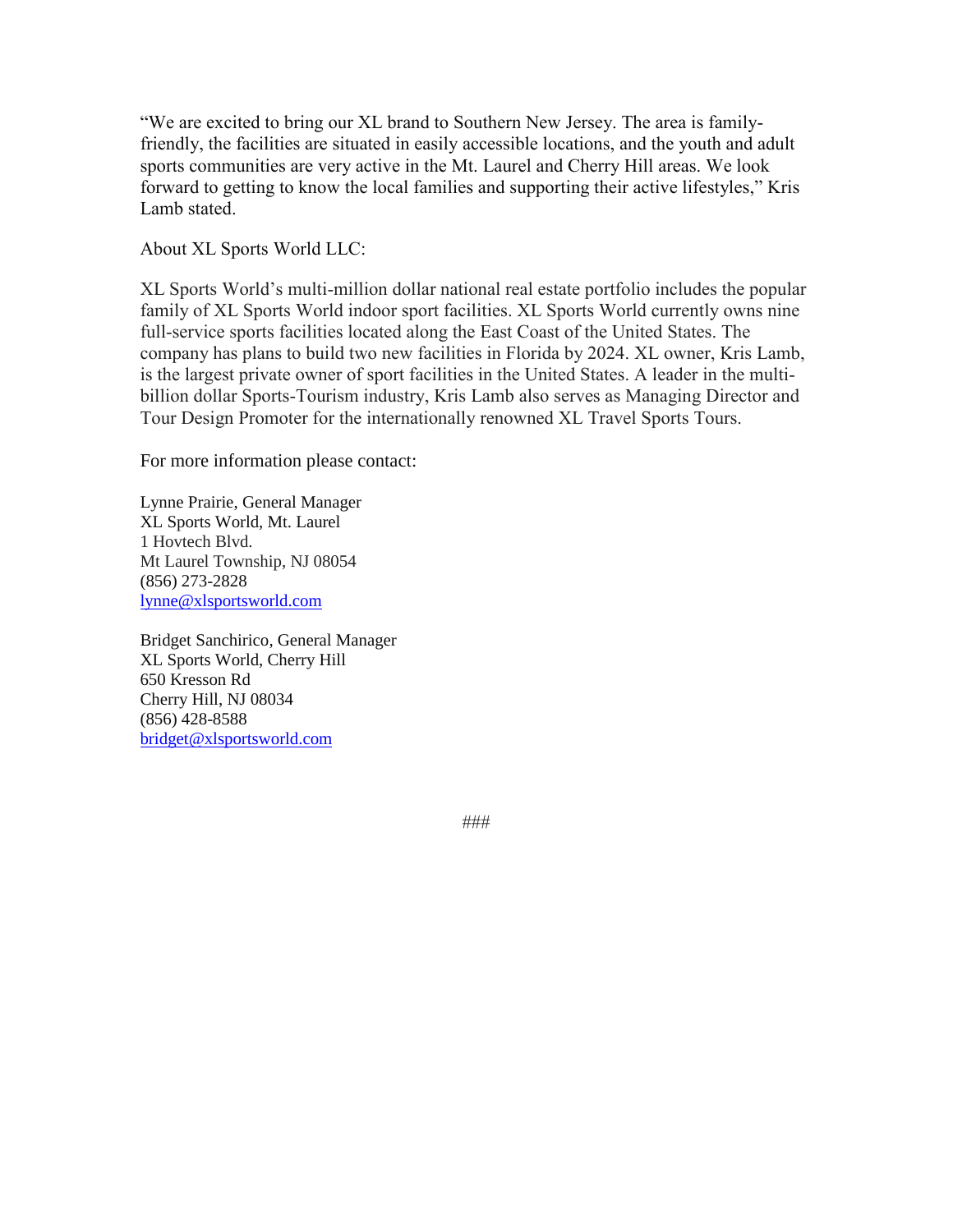"We are excited to bring our XL brand to Southern New Jersey. The area is family-friendly, the facilities are situated in easily accessible locations, and the youth and adult sports communities are very active in the Mt. Laurel and Cherry Hill areas. We look forward to getting to know the local families and supporting their active lifestyles," Kris Lamb stated.

About XL Sports World LLC:

XL Sports World's multi-million dollar national real estate portfolio includes the popular family of XL Sports World indoor sport facilities. XL Sports World currently owns nine full-service sports facilities located along the East Coast of the United States. The company has plans to build two new facilities in Florida by 2024. XL owner, Kris Lamb, is the largest private owner of sport facilities in the United States. A leader in the multi-billion dollar Sports-Tourism industry, Kris Lamb also serves as Managing Director and Tour Design Promoter for the internationally renowned XL Travel Sports Tours.

For more information please contact:

Lynne Prairie, General Manager
XL Sports World, Mt. Laurel
1 Hovtech Blvd.
Mt Laurel Township, NJ 08054
(856) 273-2828
lynne@xlsportsworld.com

Bridget Sanchirico, General Manager
XL Sports World, Cherry Hill
650 Kresson Rd
Cherry Hill, NJ 08034
(856) 428-8588
bridget@xlsportsworld.com

###